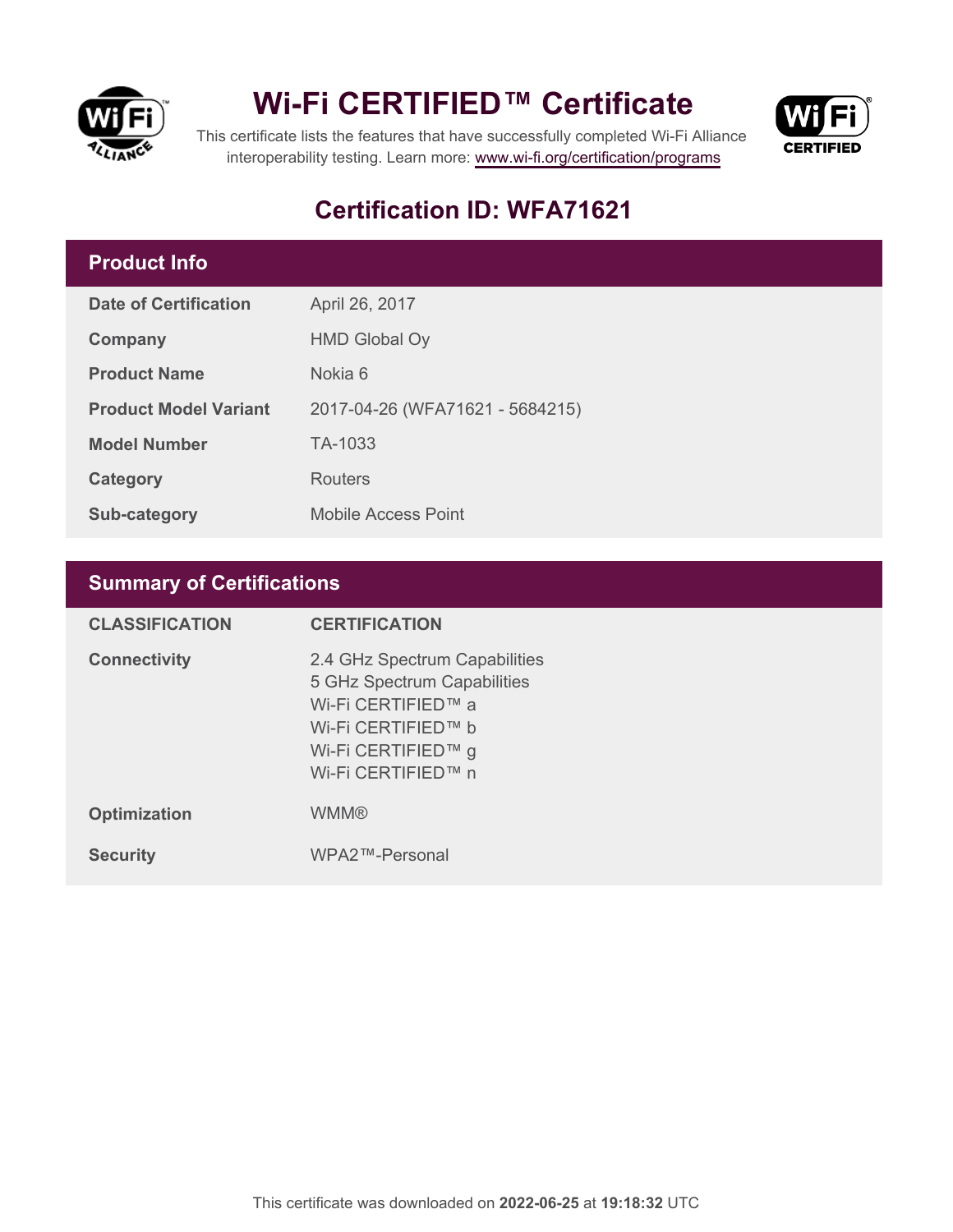# Wi-Fi CERTIFIED™ Certificate

This certificate lists the features that have successfully completed Wi-Fi Alliance interoperability testing. Learn more: www.wi-fi.org/certification/programs

## Certification ID: WFA71621

### Product Info

| | |
|---|---|
| **Date of Certification** | April 26, 2017 |
| **Company** | HMD Global Oy |
| **Product Name** | Nokia 6 |
| **Product Model Variant** | 2017-04-26 (WFA71621 - 5684215) |
| **Model Number** | TA-1033 |
| **Category** | Routers |
| **Sub-category** | Mobile Access Point |

### Summary of Certifications

| CLASSIFICATION | CERTIFICATION |
|---|---|
| **Connectivity** | 2.4 GHz Spectrum Capabilities<br>5 GHz Spectrum Capabilities<br>Wi-Fi CERTIFIED™ a<br>Wi-Fi CERTIFIED™ b<br>Wi-Fi CERTIFIED™ g<br>Wi-Fi CERTIFIED™ n |
| **Optimization** | WMM® |
| **Security** | WPA2™-Personal |

This certificate was downloaded on **2022-06-25** at **19:18:32** UTC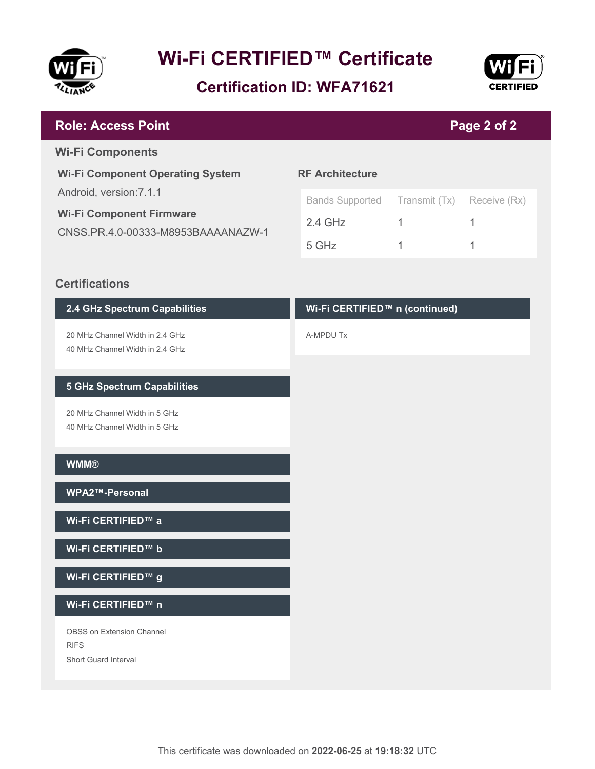# Wi-Fi CERTIFIED™ Certificate

## Certification ID: WFA71621

## Role: Access Point

### Wi-Fi Components

**Wi-Fi Component Operating System**

Android, version:7.1.1

**Wi-Fi Component Firmware**

CNSS.PR.4.0-00333-M8953BAAAANAZW-1

**RF Architecture**

| Bands Supported | Transmit (Tx) | Receive (Rx) |
|---|---|---|
| 2.4 GHz | 1 | 1 |
| 5 GHz | 1 | 1 |

### Certifications

**2.4 GHz Spectrum Capabilities**

20 MHz Channel Width in 2.4 GHz
40 MHz Channel Width in 2.4 GHz

**5 GHz Spectrum Capabilities**

20 MHz Channel Width in 5 GHz
40 MHz Channel Width in 5 GHz

**WMM®**

**WPA2™-Personal**

**Wi-Fi CERTIFIED™ a**

**Wi-Fi CERTIFIED™ b**

**Wi-Fi CERTIFIED™ g**

**Wi-Fi CERTIFIED™ n**

OBSS on Extension Channel
RIFS
Short Guard Interval

**Wi-Fi CERTIFIED™ n (continued)**

A-MPDU Tx

This certificate was downloaded on **2022-06-25** at **19:18:32** UTC